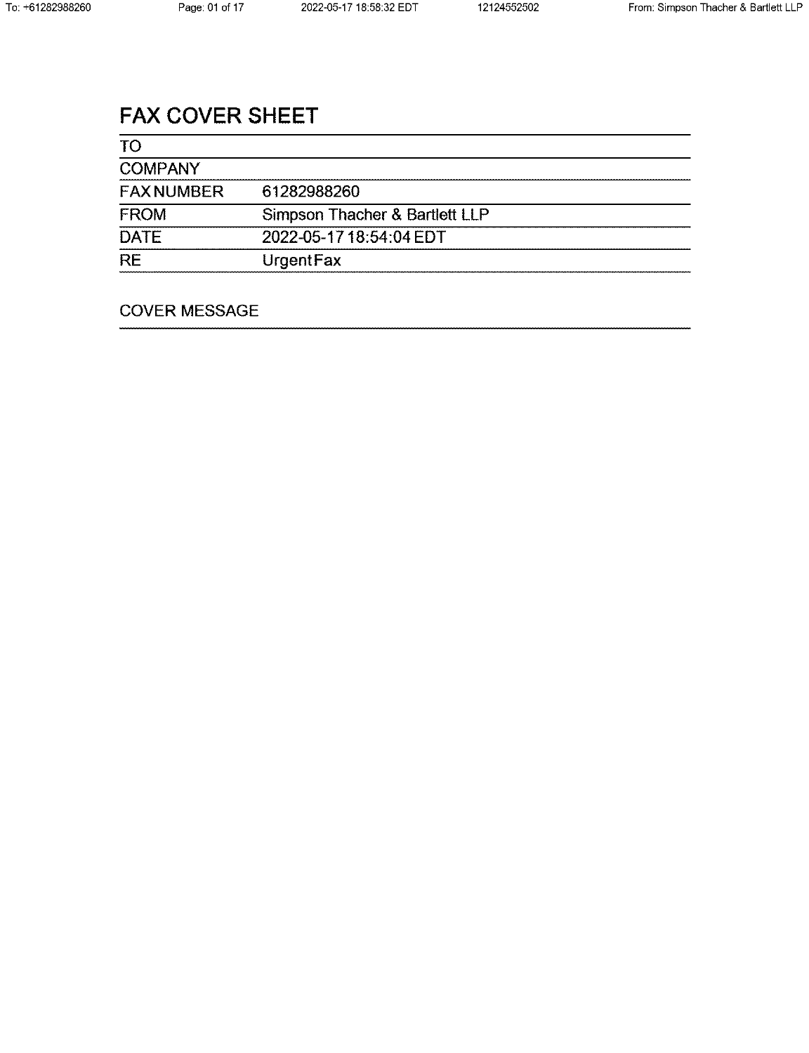# FAX COVER SHEET

| | |
|---|---|
| TO | |
| COMPANY | |
| FAX NUMBER | 61282988260 |
| FROM | Simpson Thacher & Bartlett LLP |
| DATE | 2022-05-17 18:54:04 EDT |
| RE | Urgent Fax |

COVER MESSAGE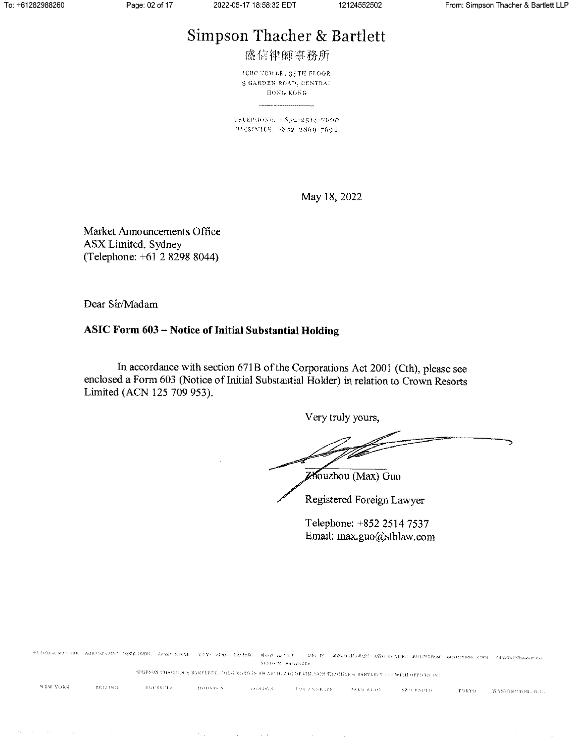# Simpson Thacher & Bartlett

盛信律師事務所

ICBC TOWER, 35TH FLOOR
3 GARDEN ROAD, CENTRAL
HONG KONG

TELEPHONE: +852-2514-7600
FACSIMILE: +852-2869-7694

May 18, 2022

Market Announcements Office
ASX Limited, Sydney
(Telephone: +61 2 8298 8044)

Dear Sir/Madam

**ASIC Form 603 – Notice of Initial Substantial Holding**

In accordance with section 671B of the Corporations Act 2001 (Cth), please see enclosed a Form 603 (Notice of Initial Substantial Holder) in relation to Crown Resorts Limited (ACN 125 709 953).

Very truly yours,

Zhouzhou (Max) Guo

Registered Foreign Lawyer

Telephone: +852 2514 7537
Email: max.guo@stblaw.com

SIMPSON THACHER & BARTLETT, HONG KONG IS AN AFFILIATE OF SIMPSON THACHER & BARTLETT LLP WITH OFFICES IN:

NEW YORK BEIJING BRUSSELS HOUSTON LONDON LOS ANGELES PALO ALTO SÃO PAULO TOKYO WASHINGTON, D.C.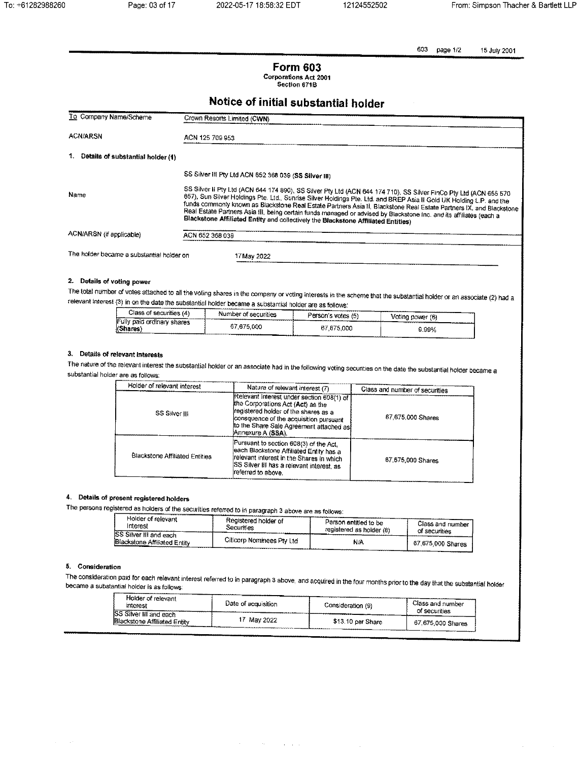603 page 1/2 15 July 2001

# Form 603

**Corporations Act 2001**
**Section 671B**

## Notice of initial substantial holder

| | |
|---|---|
| To Company Name/Scheme | Crown Resorts Limited (CWN) |
| ACN/ARSN | ACN 125 709 953 |

### 1. Details of substantial holder (1)

| | |
|---|---|
| Name | SS Silver III Pty Ltd ACN 652 368 039 (**SS Silver III**) <br><br> SS Silver II Pty Ltd (ACN 644 174 890), SS Silver Pty Ltd (ACN 644 174 710), SS Silver FinCo Pty Ltd (ACN 655 570 657), Sun Silver Holdings Pte. Ltd., Sunrise Silver Holdings Pte. Ltd. and BREP Asia II Gold UK Holding L.P. and the funds commonly known as Blackstone Real Estate Partners Asia II, Blackstone Real Estate Partners IX, and Blackstone Real Estate Partners Asia III, being certain funds managed or advised by Blackstone Inc. and its affiliates (each a **Blackstone Affiliated Entity** and collectively the **Blackstone Affiliated Entities**) |
| ACN/ARSN (if applicable) | ACN 652 368 039 |

The holder became a substantial holder on 17 May 2022

### 2. Details of voting power

The total number of votes attached to all the voting shares in the company or voting interests in the scheme that the substantial holder or an associate (2) had a relevant interest (3) in on the date the substantial holder became a substantial holder are as follows:

| Class of securities (4) | Number of securities | Person's votes (5) | Voting power (6) |
|---|---|---|---|
| Fully paid ordinary shares (**Shares**) | 67,675,000 | 67,675,000 | 9.99% |

### 3. Details of relevant interests

The nature of the relevant interest the substantial holder or an associate had in the following voting securities on the date the substantial holder became a substantial holder are as follows:

| Holder of relevant interest | Nature of relevant interest (7) | Class and number of securities |
|---|---|---|
| SS Silver III | Relevant interest under section 608(1) of the Corporations Act (**Act**) as the registered holder of the shares as a consequence of the acquisition pursuant to the Share Sale Agreement attached as Annexure A (**SSA**). | 67,675,000 Shares |
| Blackstone Affiliated Entities | Pursuant to section 608(3) of the Act, each Blackstone Affiliated Entity has a relevant interest in the Shares in which SS Silver III has a relevant interest, as referred to above. | 67,675,000 Shares |

### 4. Details of present registered holders

The persons registered as holders of the securities referred to in paragraph 3 above are as follows:

| Holder of relevant interest | Registered holder of Securities | Person entitled to be registered as holder (8) | Class and number of securities |
|---|---|---|---|
| SS Silver III and each Blackstone Affiliated Entity | Citicorp Nominees Pty Ltd | N/A | 67,675,000 Shares |

### 5. Consideration

The consideration paid for each relevant interest referred to in paragraph 3 above, and acquired in the four months prior to the day that the substantial holder became a substantial holder is as follows:

| Holder of relevant interest | Date of acquisition | Consideration (9) | Class and number of securities |
|---|---|---|---|
| SS Silver III and each Blackstone Affiliated Entity | 17 May 2022 | $13.10 per Share | 67,675,000 Shares |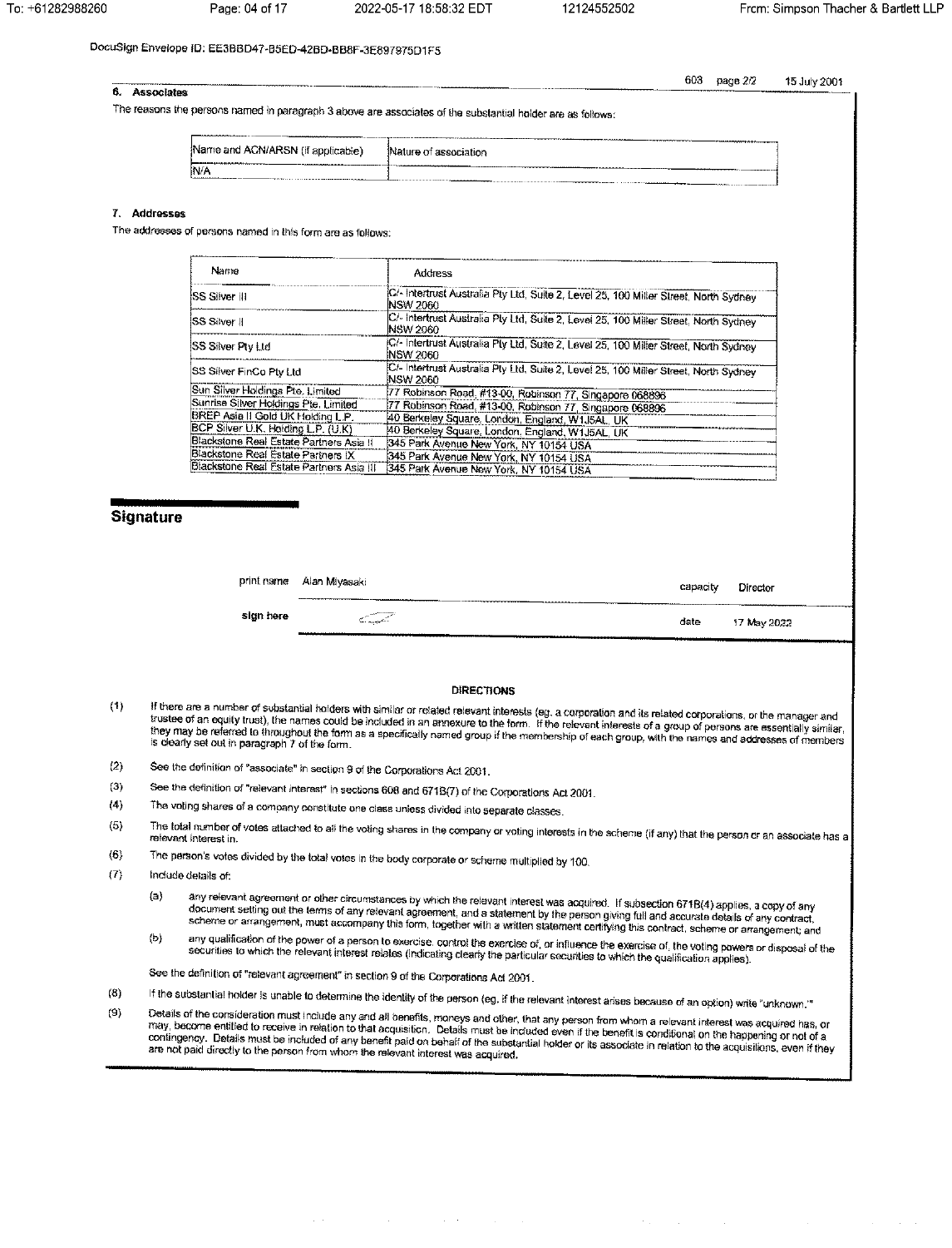603 page 2/2 15 July 2001

## 6. Associates

The reasons the persons named in paragraph 3 above are associates of the substantial holder are as follows:

| Name and ACN/ARSN (if applicable) | Nature of association |
|---|---|
| N/A | |

## 7. Addresses

The addresses of persons named in this form are as follows:

| Name | Address |
|---|---|
| SS Silver III | C/- Intertrust Australia Pty Ltd, Suite 2, Level 25, 100 Miller Street, North Sydney NSW 2060 |
| SS Silver II | C/- Intertrust Australia Pty Ltd, Suite 2, Level 25, 100 Miller Street, North Sydney NSW 2060 |
| SS Silver Pty Ltd | C/- Intertrust Australia Pty Ltd, Suite 2, Level 25, 100 Miller Street, North Sydney NSW 2060 |
| SS Silver FinCo Pty Ltd | C/- Intertrust Australia Pty Ltd, Suite 2, Level 25, 100 Miller Street, North Sydney NSW 2060 |
| Sun Silver Holdings Pte. Limited | 77 Robinson Road, #13-00, Robinson 77, Singapore 068896 |
| Sunrise Silver Holdings Pte. Limited | 77 Robinson Road, #13-00, Robinson 77, Singapore 068896 |
| BREP Asia II Gold UK Holding L.P. | 40 Berkeley Square, London, England, W1J5AL, UK |
| BCP Silver U.K. Holding L.P. (U.K) | 40 Berkeley Square, London, England, W1J5AL, UK |
| Blackstone Real Estate Partners Asia II | 345 Park Avenue New York, NY 10154 USA |
| Blackstone Real Estate Partners IX | 345 Park Avenue New York, NY 10154 USA |
| Blackstone Real Estate Partners Asia III | 345 Park Avenue New York, NY 10154 USA |

## Signature

| | | | |
|---|---|---|---|
| print name | Alan Miyasaki | capacity | Director |
| sign here | | date | 17 May 2022 |

### DIRECTIONS

(1) If there are a number of substantial holders with similar or related relevant interests (eg. a corporation and its related corporations, or the manager and trustee of an equity trust), the names could be included in an annexure to the form. If the relevant interests of a group of persons are essentially similar, they may be referred to throughout the form as a specifically named group if the membership of each group, with the names and addresses of members is clearly set out in paragraph 7 of the form.

(2) See the definition of "associate" in section 9 of the Corporations Act 2001.

(3) See the definition of "relevant interest" in sections 608 and 671B(7) of the Corporations Act 2001.

(4) The voting shares of a company constitute one class unless divided into separate classes.

(5) The total number of votes attached to all the voting shares in the company or voting interests in the scheme (if any) that the person or an associate has a relevant interest in.

(6) The person's votes divided by the total votes in the body corporate or scheme multiplied by 100.

(7) Include details of:

(a) any relevant agreement or other circumstances by which the relevant interest was acquired. If subsection 671B(4) applies, a copy of any document setting out the terms of any relevant agreement, and a statement by the person giving full and accurate details of any contract, scheme or arrangement, must accompany this form, together with a written statement certifying this contract, scheme or arrangement; and

(b) any qualification of the power of a person to exercise, control the exercise of, or influence the exercise of, the voting powers or disposal of the securities to which the relevant interest relates (indicating clearly the particular securities to which the qualification applies).

See the definition of "relevant agreement" in section 9 of the Corporations Act 2001.

(8) If the substantial holder is unable to determine the identity of the person (eg. if the relevant interest arises because of an option) write "unknown."

(9) Details of the consideration must include any and all benefits, moneys and other, that any person from whom a relevant interest was acquired has, or may, become entitled to receive in relation to that acquisition. Details must be included even if the benefit is conditional on the happening or not of a contingency. Details must be included of any benefit paid on behalf of the substantial holder or its associate in relation to the acquisitions, even if they are not paid directly to the person from whom the relevant interest was acquired.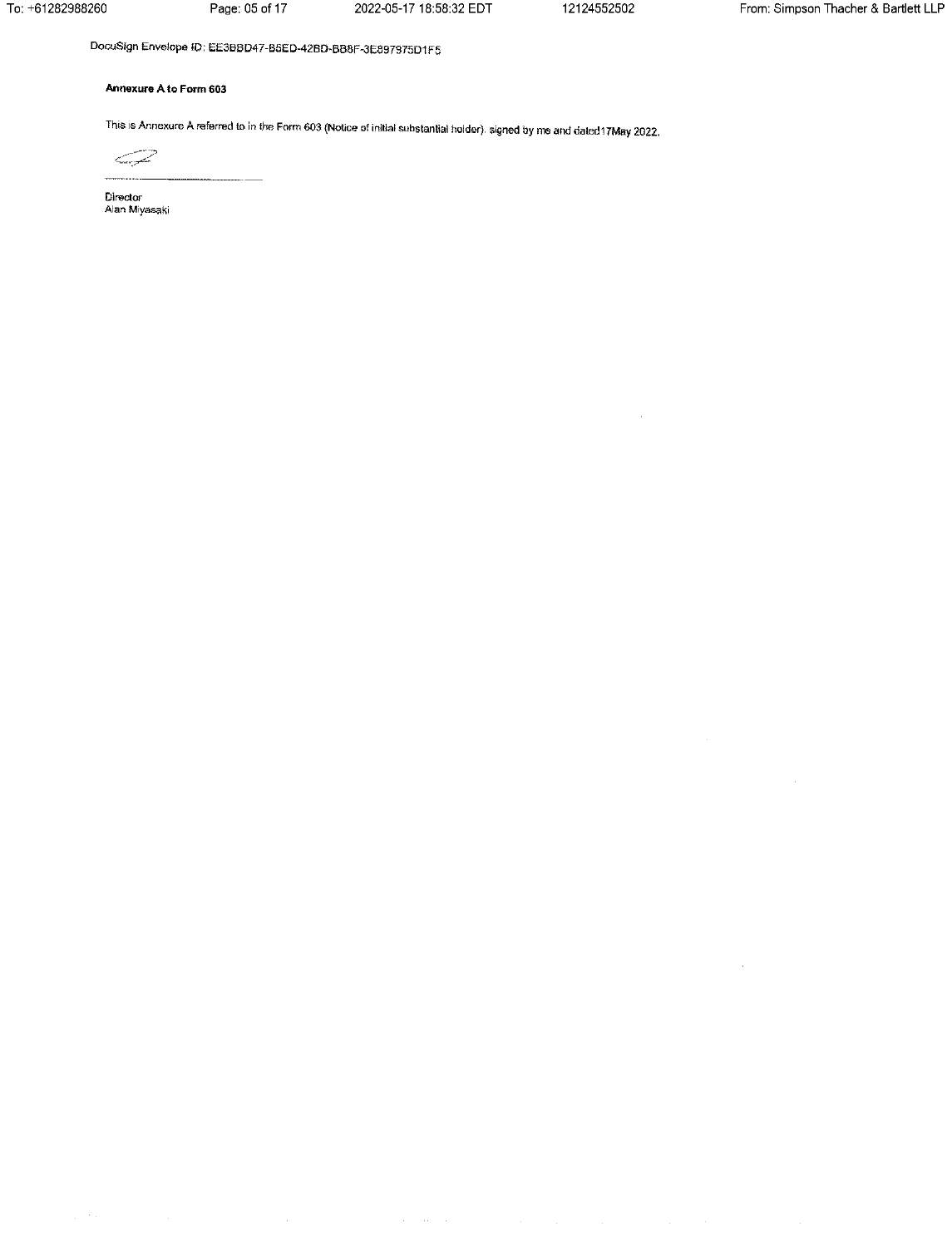DocuSign Envelope ID: EE3BBD47-B5ED-42BD-BB8F-3E897975D1F5

**Annexure A to Form 603**

This is Annexure A referred to in the Form 603 (Notice of initial substantial holder), signed by me and dated17May 2022.

Director
Alan Miyasaki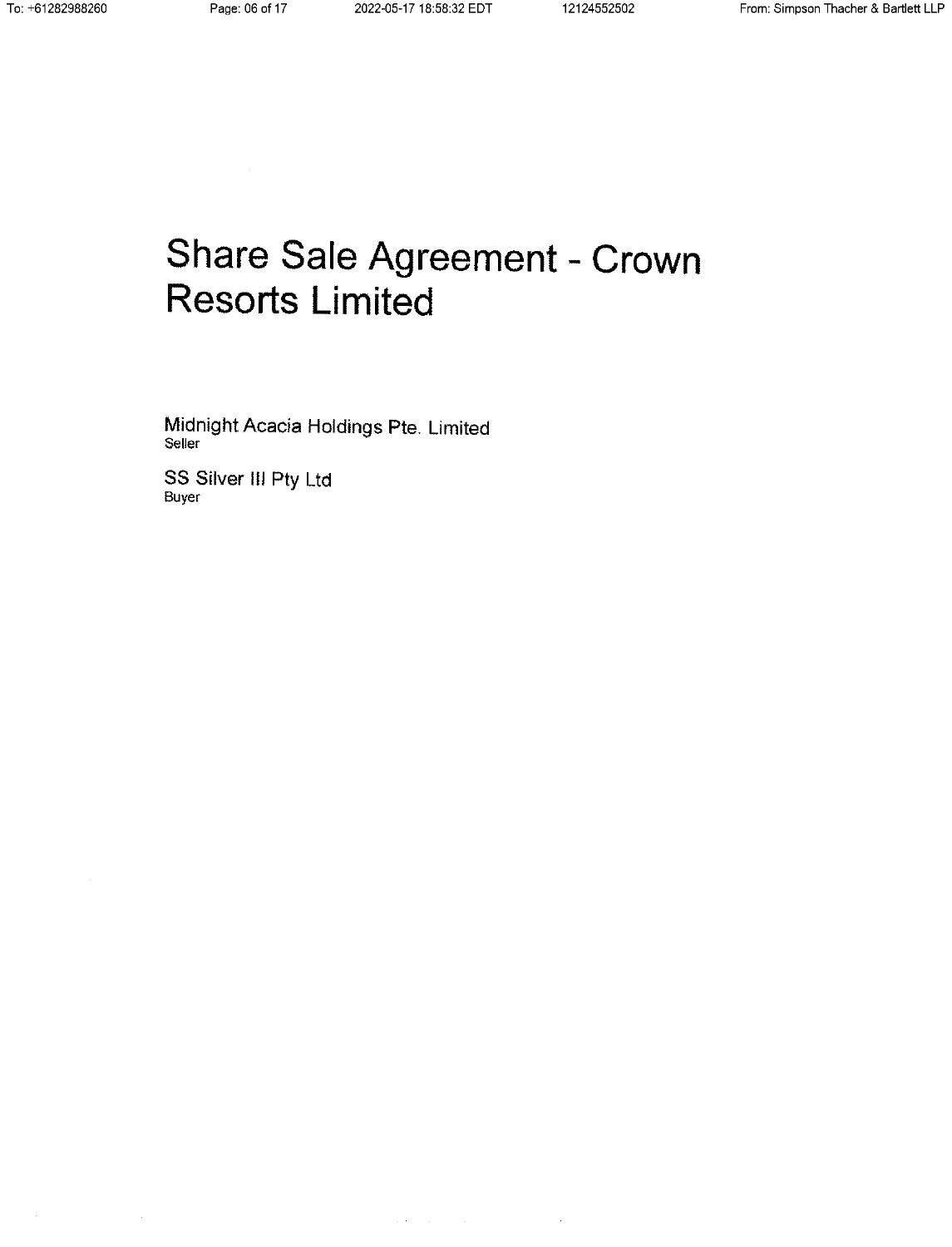# Share Sale Agreement - Crown Resorts Limited

Midnight Acacia Holdings Pte. Limited
Seller

SS Silver III Pty Ltd
Buyer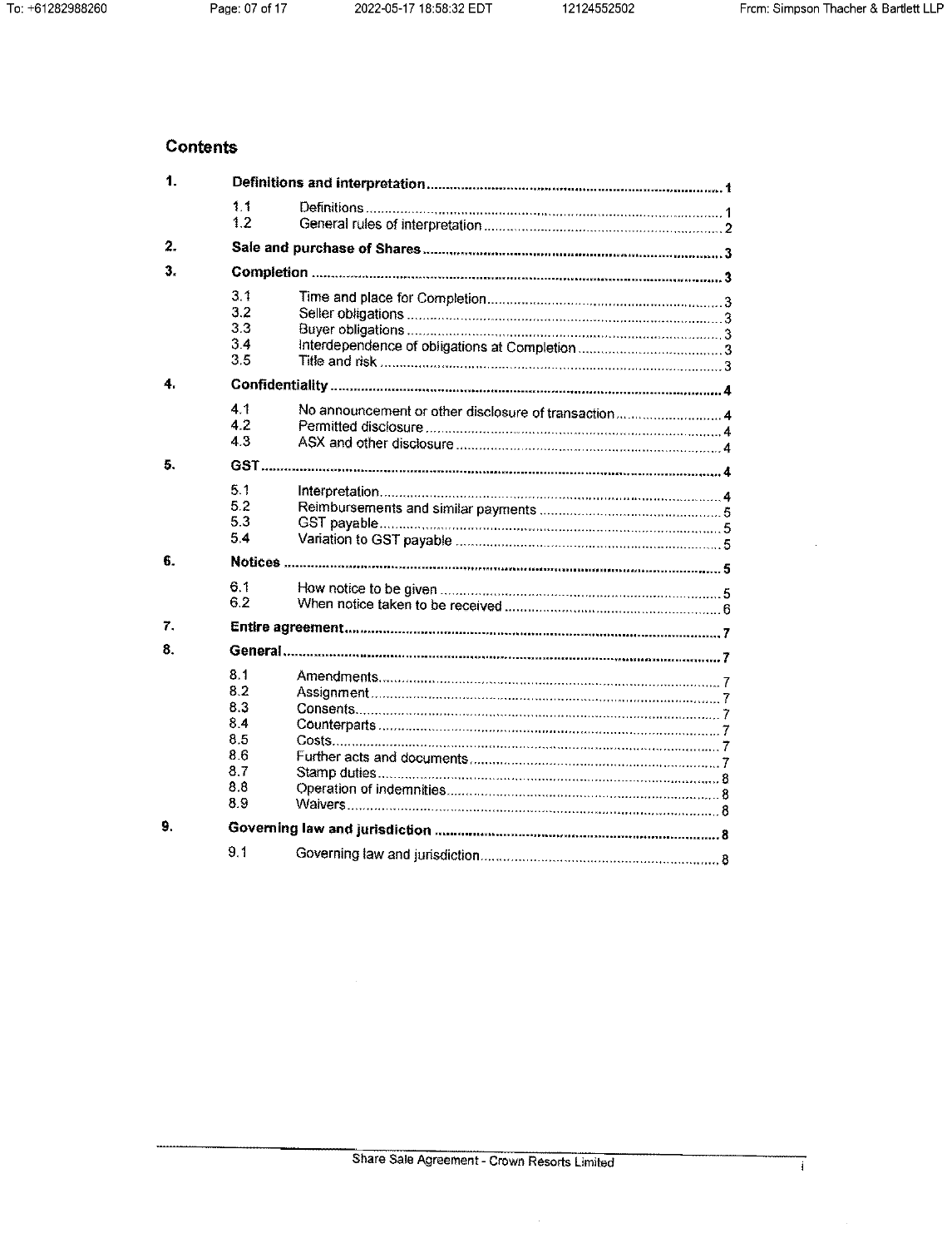## Contents

| | | | |
|---|---|---|---|
| **1.** | **Definitions and interpretation** | | **1** |
| | 1.1 | Definitions | 1 |
| | 1.2 | General rules of interpretation | 2 |
| **2.** | **Sale and purchase of Shares** | | **3** |
| **3.** | **Completion** | | **3** |
| | 3.1 | Time and place for Completion | 3 |
| | 3.2 | Seller obligations | 3 |
| | 3.3 | Buyer obligations | 3 |
| | 3.4 | Interdependence of obligations at Completion | 3 |
| | 3.5 | Title and risk | 3 |
| **4.** | **Confidentiality** | | **4** |
| | 4.1 | No announcement or other disclosure of transaction | 4 |
| | 4.2 | Permitted disclosure | 4 |
| | 4.3 | ASX and other disclosure | 4 |
| **5.** | **GST** | | **4** |
| | 5.1 | Interpretation | 4 |
| | 5.2 | Reimbursements and similar payments | 5 |
| | 5.3 | GST payable | 5 |
| | 5.4 | Variation to GST payable | 5 |
| **6.** | **Notices** | | **5** |
| | 6.1 | How notice to be given | 5 |
| | 6.2 | When notice taken to be received | 6 |
| **7.** | **Entire agreement** | | **7** |
| **8.** | **General** | | **7** |
| | 8.1 | Amendments | 7 |
| | 8.2 | Assignment | 7 |
| | 8.3 | Consents | 7 |
| | 8.4 | Counterparts | 7 |
| | 8.5 | Costs | 7 |
| | 8.6 | Further acts and documents | 7 |
| | 8.7 | Stamp duties | 8 |
| | 8.8 | Operation of indemnities | 8 |
| | 8.9 | Waivers | 8 |
| **9.** | **Governing law and jurisdiction** | | **8** |
| | 9.1 | Governing law and jurisdiction | 8 |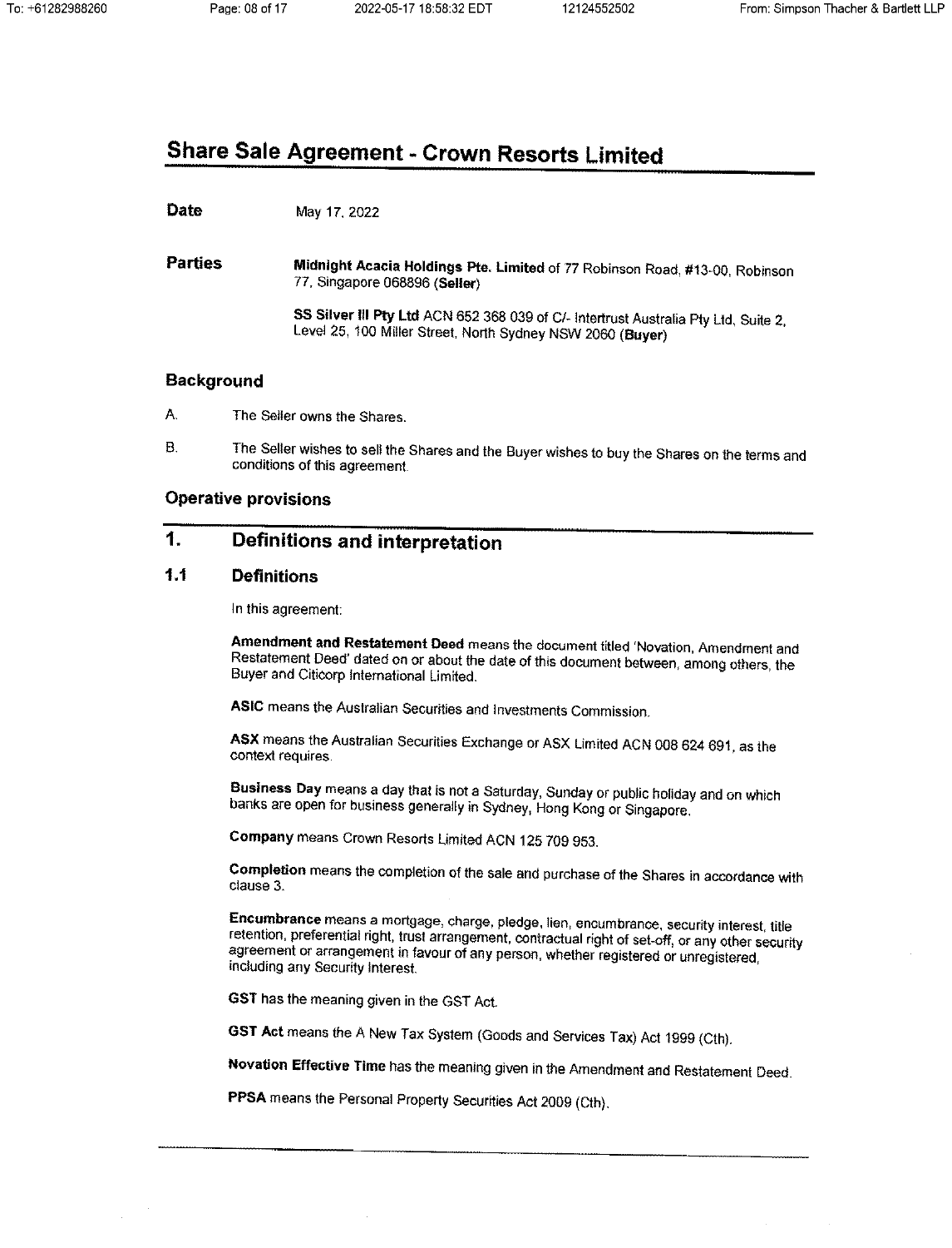# Share Sale Agreement - Crown Resorts Limited

**Date** May 17, 2022

**Parties** **Midnight Acacia Holdings Pte. Limited** of 77 Robinson Road, #13-00, Robinson 77, Singapore 068896 (**Seller**)

**SS Silver II Pty Ltd** ACN 652 368 039 of C/- Intertrust Australia Pty Ltd, Suite 2, Level 25, 100 Miller Street, North Sydney NSW 2060 (**Buyer**)

## Background

A. The Seller owns the Shares.

B. The Seller wishes to sell the Shares and the Buyer wishes to buy the Shares on the terms and conditions of this agreement.

## Operative provisions

## 1. Definitions and interpretation

### 1.1 Definitions

In this agreement:

**Amendment and Restatement Deed** means the document titled 'Novation, Amendment and Restatement Deed' dated on or about the date of this document between, among others, the Buyer and Citicorp International Limited.

**ASIC** means the Australian Securities and Investments Commission.

**ASX** means the Australian Securities Exchange or ASX Limited ACN 008 624 691, as the context requires.

**Business Day** means a day that is not a Saturday, Sunday or public holiday and on which banks are open for business generally in Sydney, Hong Kong or Singapore.

**Company** means Crown Resorts Limited ACN 125 709 953.

**Completion** means the completion of the sale and purchase of the Shares in accordance with clause 3.

**Encumbrance** means a mortgage, charge, pledge, lien, encumbrance, security interest, title retention, preferential right, trust arrangement, contractual right of set-off, or any other security agreement or arrangement in favour of any person, whether registered or unregistered, including any Security Interest.

**GST** has the meaning given in the GST Act.

**GST Act** means the A New Tax System (Goods and Services Tax) Act 1999 (Cth).

**Novation Effective Time** has the meaning given in the Amendment and Restatement Deed.

**PPSA** means the Personal Property Securities Act 2009 (Cth).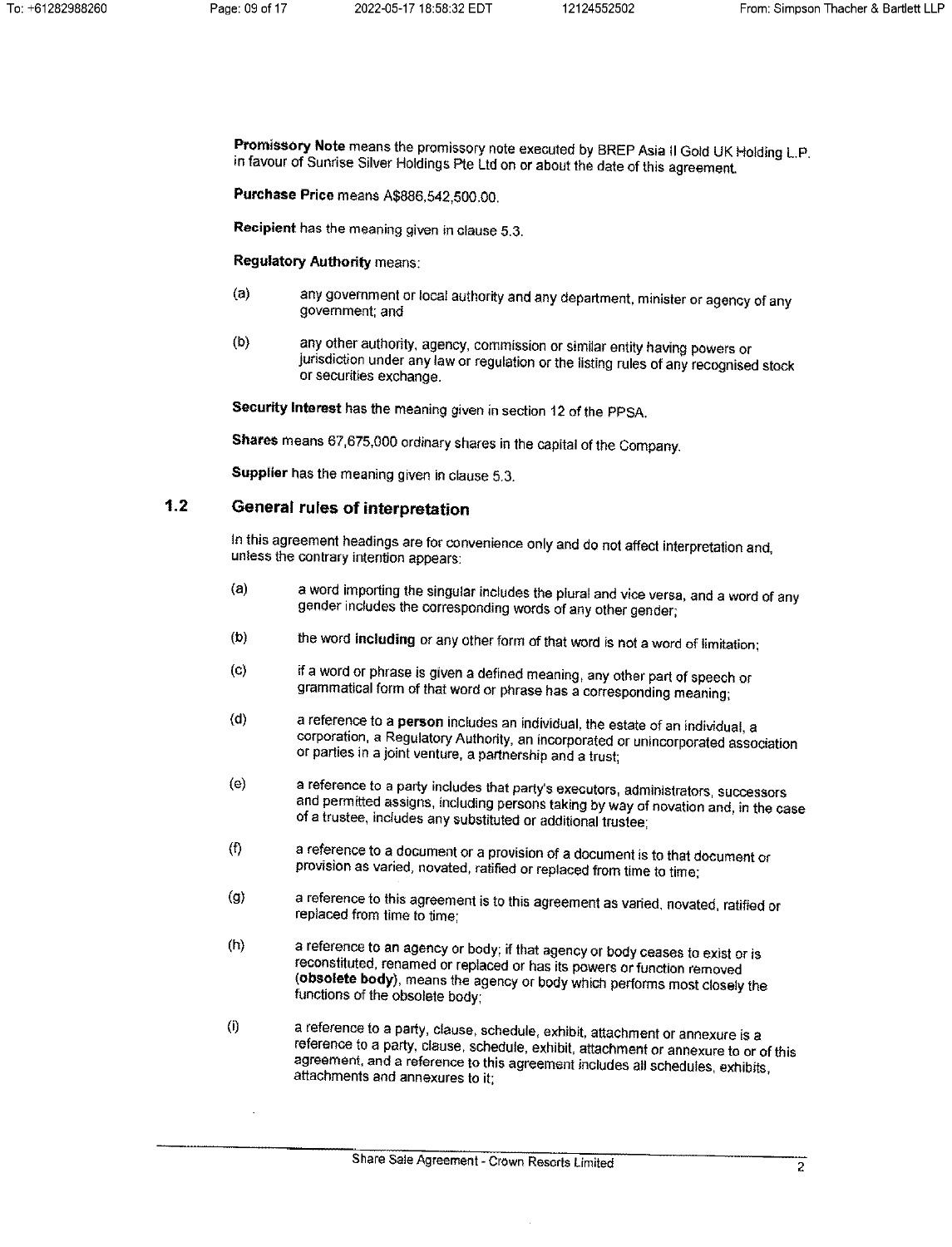**Promissory Note** means the promissory note executed by BREP Asia II Gold UK Holding L.P. in favour of Sunrise Silver Holdings Pte Ltd on or about the date of this agreement.

**Purchase Price** means A$886,542,500.00.

**Recipient** has the meaning given in clause 5.3.

**Regulatory Authority** means:

(a) any government or local authority and any department, minister or agency of any government; and

(b) any other authority, agency, commission or similar entity having powers or jurisdiction under any law or regulation or the listing rules of any recognised stock or securities exchange.

**Security Interest** has the meaning given in section 12 of the PPSA.

**Shares** means 67,675,000 ordinary shares in the capital of the Company.

**Supplier** has the meaning given in clause 5.3.

## 1.2 General rules of interpretation

In this agreement headings are for convenience only and do not affect interpretation and, unless the contrary intention appears:

(a) a word importing the singular includes the plural and vice versa, and a word of any gender includes the corresponding words of any other gender;

(b) the word **including** or any other form of that word is not a word of limitation;

(c) if a word or phrase is given a defined meaning, any other part of speech or grammatical form of that word or phrase has a corresponding meaning;

(d) a reference to a **person** includes an individual, the estate of an individual, a corporation, a Regulatory Authority, an incorporated or unincorporated association or parties in a joint venture, a partnership and a trust;

(e) a reference to a party includes that party's executors, administrators, successors and permitted assigns, including persons taking by way of novation and, in the case of a trustee, includes any substituted or additional trustee;

(f) a reference to a document or a provision of a document is to that document or provision as varied, novated, ratified or replaced from time to time;

(g) a reference to this agreement is to this agreement as varied, novated, ratified or replaced from time to time;

(h) a reference to an agency or body; if that agency or body ceases to exist or is reconstituted, renamed or replaced or has its powers or function removed (**obsolete body**), means the agency or body which performs most closely the functions of the obsolete body;

(i) a reference to a party, clause, schedule, exhibit, attachment or annexure is a reference to a party, clause, schedule, exhibit, attachment or annexure to or of this agreement, and a reference to this agreement includes all schedules, exhibits, attachments and annexures to it;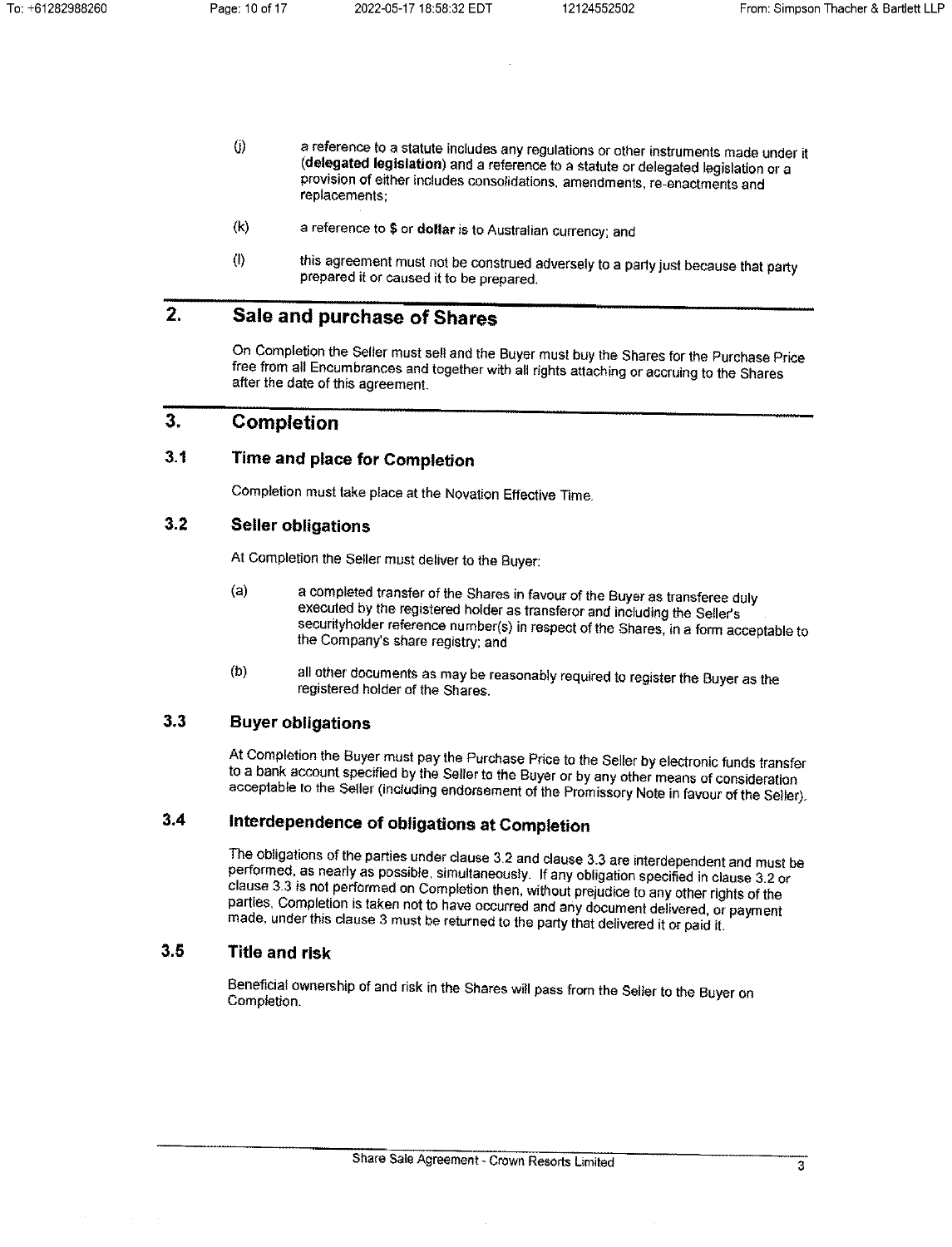(j) a reference to a statute includes any regulations or other instruments made under it (**delegated legislation**) and a reference to a statute or delegated legislation or a provision of either includes consolidations, amendments, re-enactments and replacements;

(k) a reference to **$** or **dollar** is to Australian currency; and

(l) this agreement must not be construed adversely to a party just because that party prepared it or caused it to be prepared.

## 2. Sale and purchase of Shares

On Completion the Seller must sell and the Buyer must buy the Shares for the Purchase Price free from all Encumbrances and together with all rights attaching or accruing to the Shares after the date of this agreement.

## 3. Completion

### 3.1 Time and place for Completion

Completion must take place at the Novation Effective Time.

### 3.2 Seller obligations

At Completion the Seller must deliver to the Buyer:

(a) a completed transfer of the Shares in favour of the Buyer as transferee duly executed by the registered holder as transferor and including the Seller's securityholder reference number(s) in respect of the Shares, in a form acceptable to the Company's share registry; and

(b) all other documents as may be reasonably required to register the Buyer as the registered holder of the Shares.

### 3.3 Buyer obligations

At Completion the Buyer must pay the Purchase Price to the Seller by electronic funds transfer to a bank account specified by the Seller to the Buyer or by any other means of consideration acceptable to the Seller (including endorsement of the Promissory Note in favour of the Seller).

### 3.4 Interdependence of obligations at Completion

The obligations of the parties under clause 3.2 and clause 3.3 are interdependent and must be performed, as nearly as possible, simultaneously. If any obligation specified in clause 3.2 or clause 3.3 is not performed on Completion then, without prejudice to any other rights of the parties, Completion is taken not to have occurred and any document delivered, or payment made, under this clause 3 must be returned to the party that delivered it or paid it.

### 3.5 Title and risk

Beneficial ownership of and risk in the Shares will pass from the Seller to the Buyer on Completion.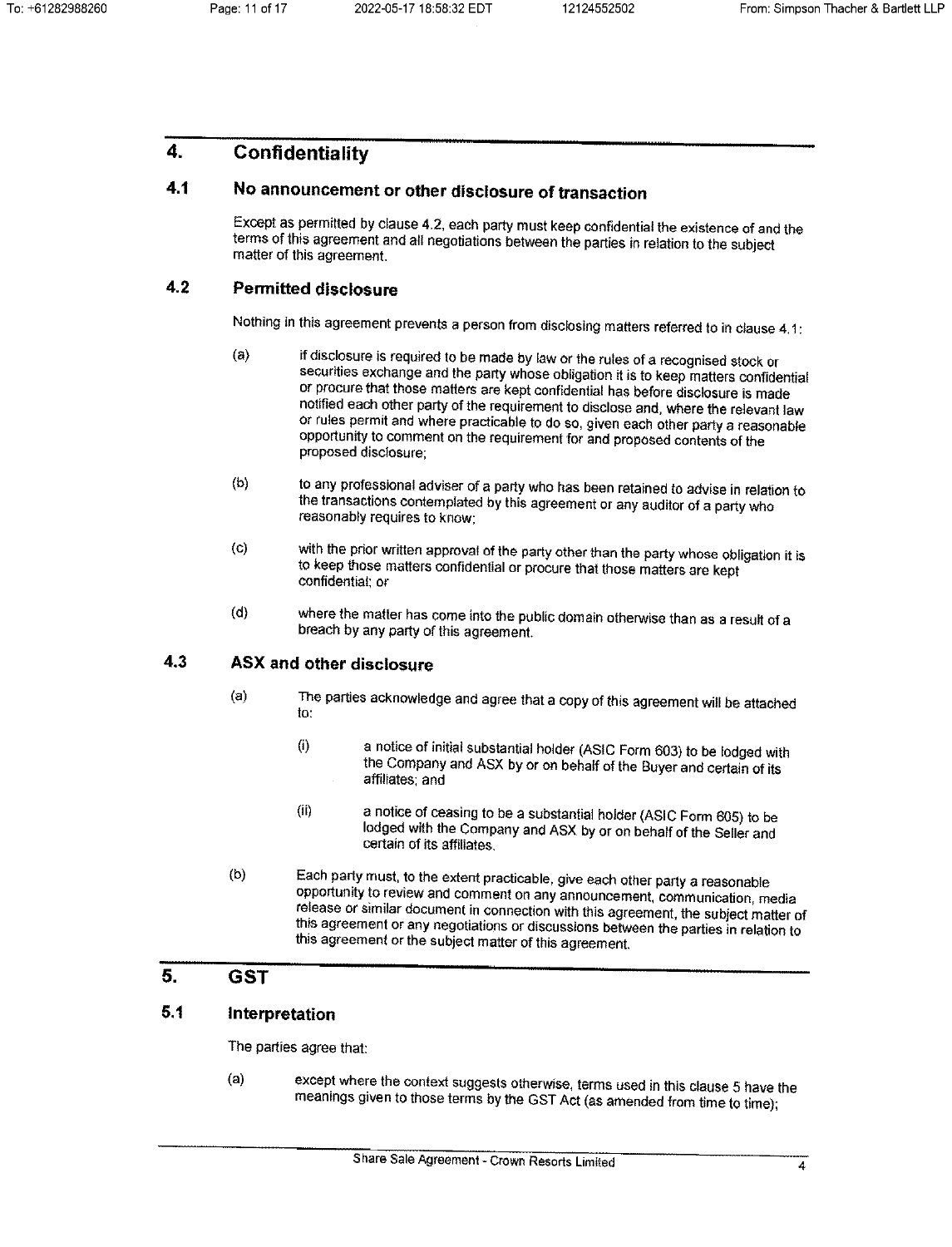## 4. Confidentiality

### 4.1 No announcement or other disclosure of transaction

Except as permitted by clause 4.2, each party must keep confidential the existence of and the terms of this agreement and all negotiations between the parties in relation to the subject matter of this agreement.

### 4.2 Permitted disclosure

Nothing in this agreement prevents a person from disclosing matters referred to in clause 4.1:

(a) if disclosure is required to be made by law or the rules of a recognised stock or securities exchange and the party whose obligation it is to keep matters confidential or procure that those matters are kept confidential has before disclosure is made notified each other party of the requirement to disclose and, where the relevant law or rules permit and where practicable to do so, given each other party a reasonable opportunity to comment on the requirement for and proposed contents of the proposed disclosure;

(b) to any professional adviser of a party who has been retained to advise in relation to the transactions contemplated by this agreement or any auditor of a party who reasonably requires to know;

(c) with the prior written approval of the party other than the party whose obligation it is to keep those matters confidential or procure that those matters are kept confidential; or

(d) where the matter has come into the public domain otherwise than as a result of a breach by any party of this agreement.

### 4.3 ASX and other disclosure

(a) The parties acknowledge and agree that a copy of this agreement will be attached to:

(i) a notice of initial substantial holder (ASIC Form 603) to be lodged with the Company and ASX by or on behalf of the Buyer and certain of its affiliates; and

(ii) a notice of ceasing to be a substantial holder (ASIC Form 605) to be lodged with the Company and ASX by or on behalf of the Seller and certain of its affiliates.

(b) Each party must, to the extent practicable, give each other party a reasonable opportunity to review and comment on any announcement, communication, media release or similar document in connection with this agreement, the subject matter of this agreement or any negotiations or discussions between the parties in relation to this agreement or the subject matter of this agreement.

## 5. GST

### 5.1 Interpretation

The parties agree that:

(a) except where the context suggests otherwise, terms used in this clause 5 have the meanings given to those terms by the GST Act (as amended from time to time);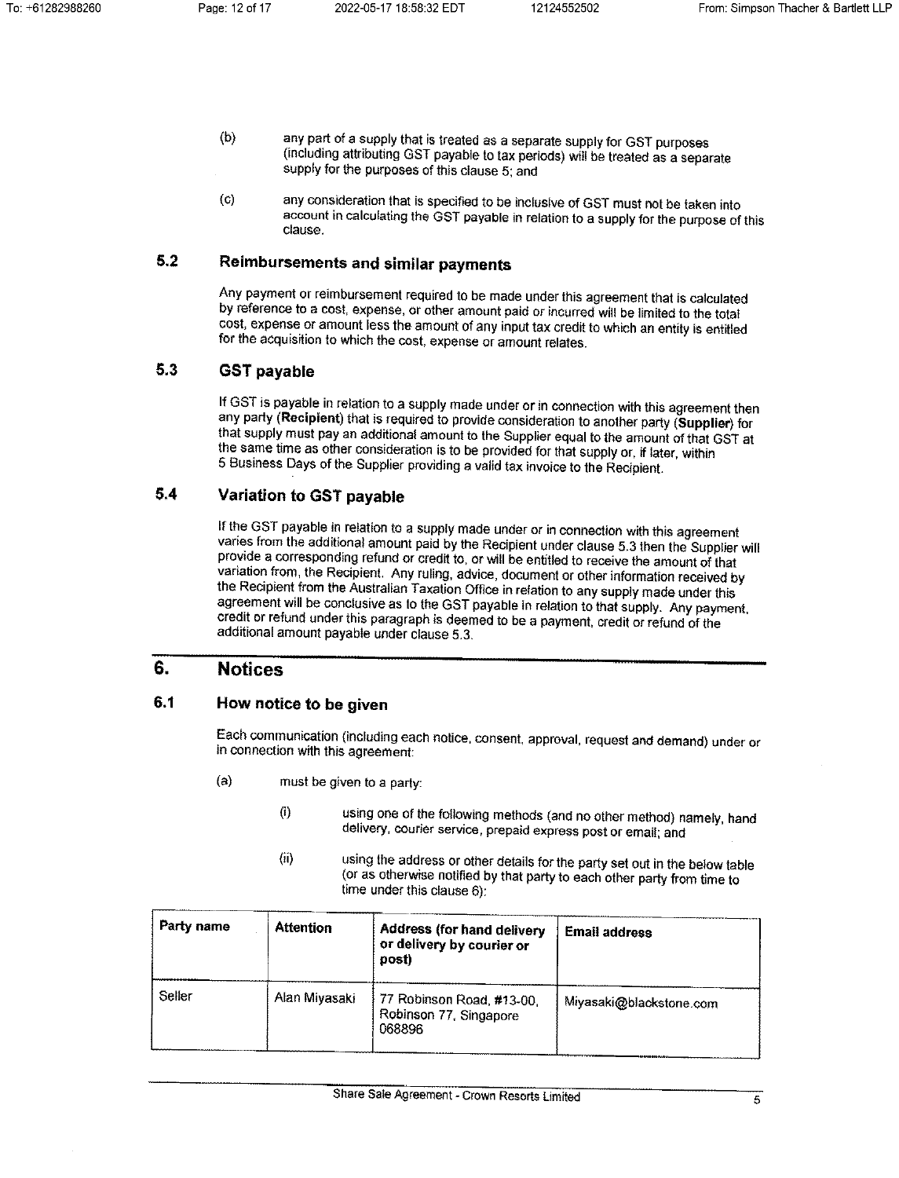(b) any part of a supply that is treated as a separate supply for GST purposes (including attributing GST payable to tax periods) will be treated as a separate supply for the purposes of this clause 5; and

(c) any consideration that is specified to be inclusive of GST must not be taken into account in calculating the GST payable in relation to a supply for the purpose of this clause.

## 5.2 Reimbursements and similar payments

Any payment or reimbursement required to be made under this agreement that is calculated by reference to a cost, expense, or other amount paid or incurred will be limited to the total cost, expense or amount less the amount of any input tax credit to which an entity is entitled for the acquisition to which the cost, expense or amount relates.

## 5.3 GST payable

If GST is payable in relation to a supply made under or in connection with this agreement then any party (**Recipient**) that is required to provide consideration to another party (**Supplier**) for that supply must pay an additional amount to the Supplier equal to the amount of that GST at the same time as other consideration is to be provided for that supply or, if later, within 5 Business Days of the Supplier providing a valid tax invoice to the Recipient.

## 5.4 Variation to GST payable

If the GST payable in relation to a supply made under or in connection with this agreement varies from the additional amount paid by the Recipient under clause 5.3 then the Supplier will provide a corresponding refund or credit to, or will be entitled to receive the amount of that variation from, the Recipient. Any ruling, advice, document or other information received by the Recipient from the Australian Taxation Office in relation to any supply made under this agreement will be conclusive as to the GST payable in relation to that supply. Any payment, credit or refund under this paragraph is deemed to be a payment, credit or refund of the additional amount payable under clause 5.3.

# 6. Notices

## 6.1 How notice to be given

Each communication (including each notice, consent, approval, request and demand) under or in connection with this agreement:

(a) must be given to a party:

(i) using one of the following methods (and no other method) namely, hand delivery, courier service, prepaid express post or email; and

(ii) using the address or other details for the party set out in the below table (or as otherwise notified by that party to each other party from time to time under this clause 6):

| Party name | Attention | Address (for hand delivery or delivery by courier or post) | Email address |
|---|---|---|---|
| Seller | Alan Miyasaki | 77 Robinson Road, #13-00, Robinson 77, Singapore 068896 | Miyasaki@blackstone.com |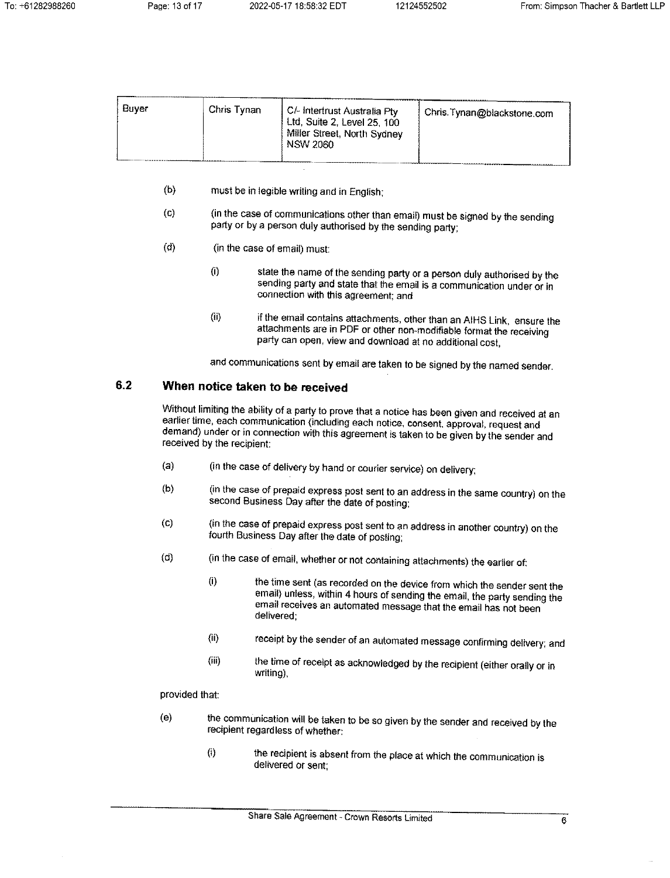| Buyer | Chris Tynan | C/- Intertrust Australia Pty Ltd, Suite 2, Level 25, 100 Miller Street, North Sydney NSW 2060 | Chris.Tynan@blackstone.com |
|---|---|---|---|

(b) must be in legible writing and in English;

(c) (in the case of communications other than email) must be signed by the sending party or by a person duly authorised by the sending party;

(d) (in the case of email) must:

(i) state the name of the sending party or a person duly authorised by the sending party and state that the email is a communication under or in connection with this agreement; and

(ii) if the email contains attachments, other than an AIHS Link, ensure the attachments are in PDF or other non-modifiable format the receiving party can open, view and download at no additional cost,

and communications sent by email are taken to be signed by the named sender.

## 6.2 When notice taken to be received

Without limiting the ability of a party to prove that a notice has been given and received at an earlier time, each communication (including each notice, consent, approval, request and demand) under or in connection with this agreement is taken to be given by the sender and received by the recipient:

(a) (in the case of delivery by hand or courier service) on delivery;

(b) (in the case of prepaid express post sent to an address in the same country) on the second Business Day after the date of posting;

(c) (in the case of prepaid express post sent to an address in another country) on the fourth Business Day after the date of posting;

(d) (in the case of email, whether or not containing attachments) the earlier of:

(i) the time sent (as recorded on the device from which the sender sent the email) unless, within 4 hours of sending the email, the party sending the email receives an automated message that the email has not been delivered;

(ii) receipt by the sender of an automated message confirming delivery; and

(iii) the time of receipt as acknowledged by the recipient (either orally or in writing),

provided that:

(e) the communication will be taken to be so given by the sender and received by the recipient regardless of whether:

(i) the recipient is absent from the place at which the communication is delivered or sent;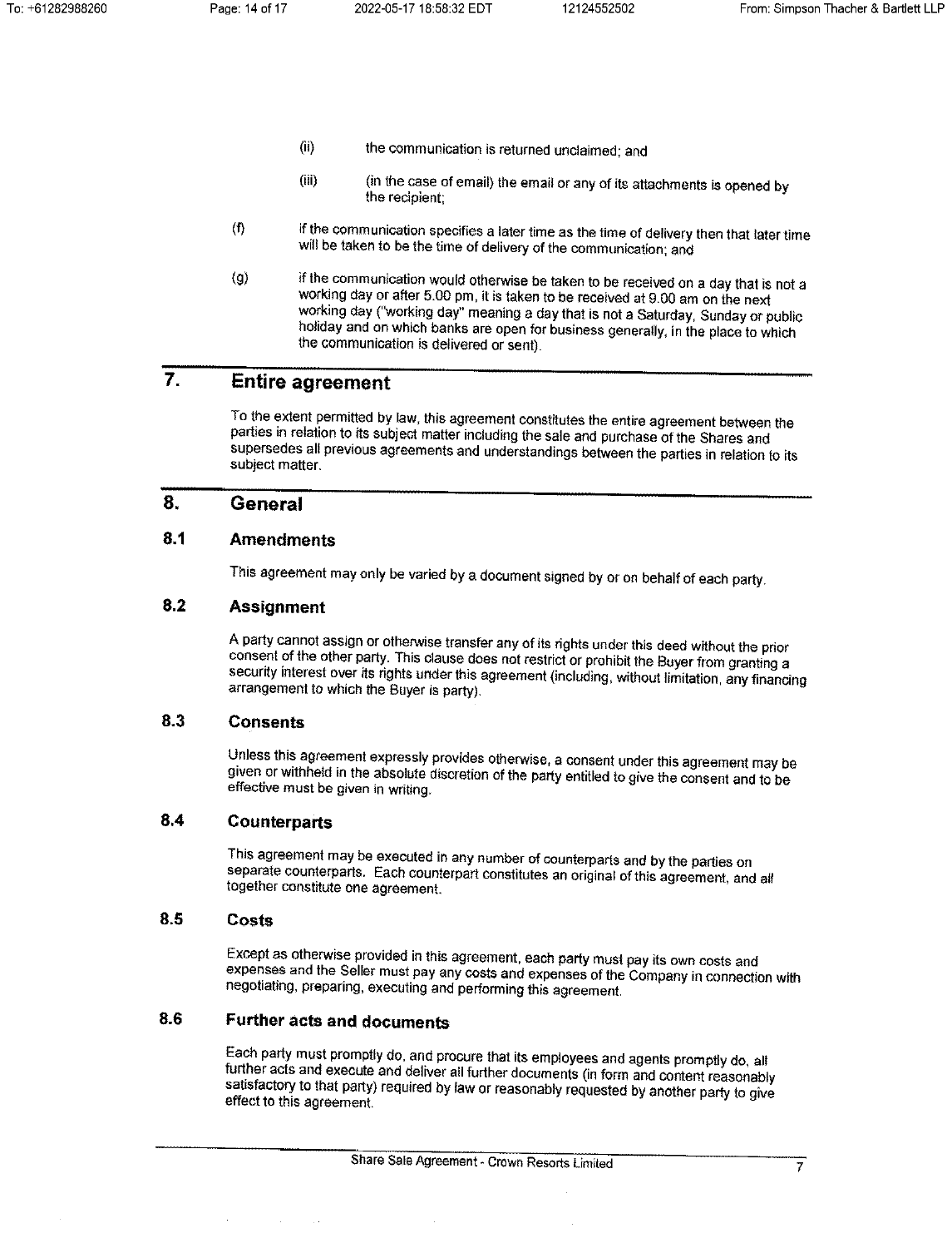(ii) the communication is returned unclaimed; and

(iii) (in the case of email) the email or any of its attachments is opened by the recipient;

(f) if the communication specifies a later time as the time of delivery then that later time will be taken to be the time of delivery of the communication; and

(g) if the communication would otherwise be taken to be received on a day that is not a working day or after 5.00 pm, it is taken to be received at 9.00 am on the next working day ("working day" meaning a day that is not a Saturday, Sunday or public holiday and on which banks are open for business generally, in the place to which the communication is delivered or sent).

# 7. Entire agreement

To the extent permitted by law, this agreement constitutes the entire agreement between the parties in relation to its subject matter including the sale and purchase of the Shares and supersedes all previous agreements and understandings between the parties in relation to its subject matter.

# 8. General

## 8.1 Amendments

This agreement may only be varied by a document signed by or on behalf of each party.

## 8.2 Assignment

A party cannot assign or otherwise transfer any of its rights under this deed without the prior consent of the other party. This clause does not restrict or prohibit the Buyer from granting a security interest over its rights under this agreement (including, without limitation, any financing arrangement to which the Buyer is party).

## 8.3 Consents

Unless this agreement expressly provides otherwise, a consent under this agreement may be given or withheld in the absolute discretion of the party entitled to give the consent and to be effective must be given in writing.

## 8.4 Counterparts

This agreement may be executed in any number of counterparts and by the parties on separate counterparts. Each counterpart constitutes an original of this agreement, and all together constitute one agreement.

## 8.5 Costs

Except as otherwise provided in this agreement, each party must pay its own costs and expenses and the Seller must pay any costs and expenses of the Company in connection with negotiating, preparing, executing and performing this agreement.

## 8.6 Further acts and documents

Each party must promptly do, and procure that its employees and agents promptly do, all further acts and execute and deliver all further documents (in form and content reasonably satisfactory to that party) required by law or reasonably requested by another party to give effect to this agreement.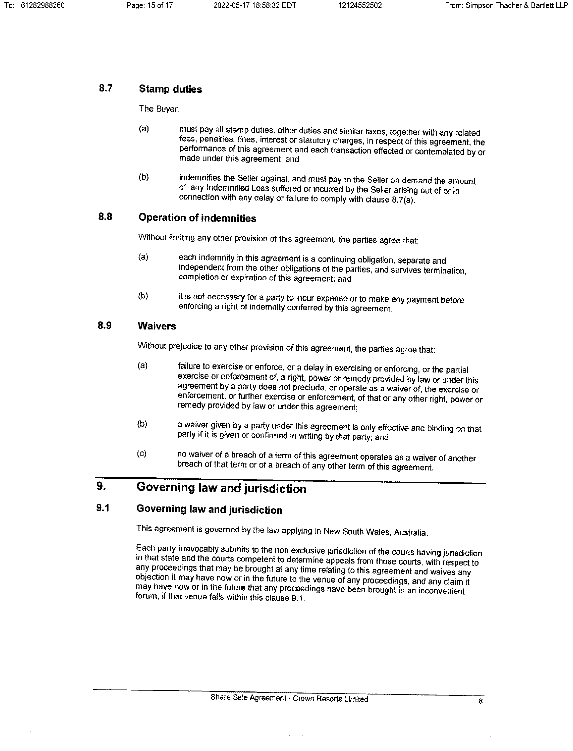### 8.7 Stamp duties

The Buyer:

(a) must pay all stamp duties, other duties and similar taxes, together with any related fees, penalties, fines, interest or statutory charges, in respect of this agreement, the performance of this agreement and each transaction effected or contemplated by or made under this agreement; and

(b) indemnifies the Seller against, and must pay to the Seller on demand the amount of, any Indemnified Loss suffered or incurred by the Seller arising out of or in connection with any delay or failure to comply with clause 8.7(a).

### 8.8 Operation of indemnities

Without limiting any other provision of this agreement, the parties agree that:

(a) each indemnity in this agreement is a continuing obligation, separate and independent from the other obligations of the parties, and survives termination, completion or expiration of this agreement; and

(b) it is not necessary for a party to incur expense or to make any payment before enforcing a right of indemnity conferred by this agreement.

### 8.9 Waivers

Without prejudice to any other provision of this agreement, the parties agree that:

(a) failure to exercise or enforce, or a delay in exercising or enforcing, or the partial exercise or enforcement of, a right, power or remedy provided by law or under this agreement by a party does not preclude, or operate as a waiver of, the exercise or enforcement, or further exercise or enforcement, of that or any other right, power or remedy provided by law or under this agreement;

(b) a waiver given by a party under this agreement is only effective and binding on that party if it is given or confirmed in writing by that party; and

(c) no waiver of a breach of a term of this agreement operates as a waiver of another breach of that term or of a breach of any other term of this agreement.

## 9. Governing law and jurisdiction

### 9.1 Governing law and jurisdiction

This agreement is governed by the law applying in New South Wales, Australia.

Each party irrevocably submits to the non exclusive jurisdiction of the courts having jurisdiction in that state and the courts competent to determine appeals from those courts, with respect to any proceedings that may be brought at any time relating to this agreement and waives any objection it may have now or in the future to the venue of any proceedings, and any claim it may have now or in the future that any proceedings have been brought in an inconvenient forum, if that venue falls within this clause 9.1.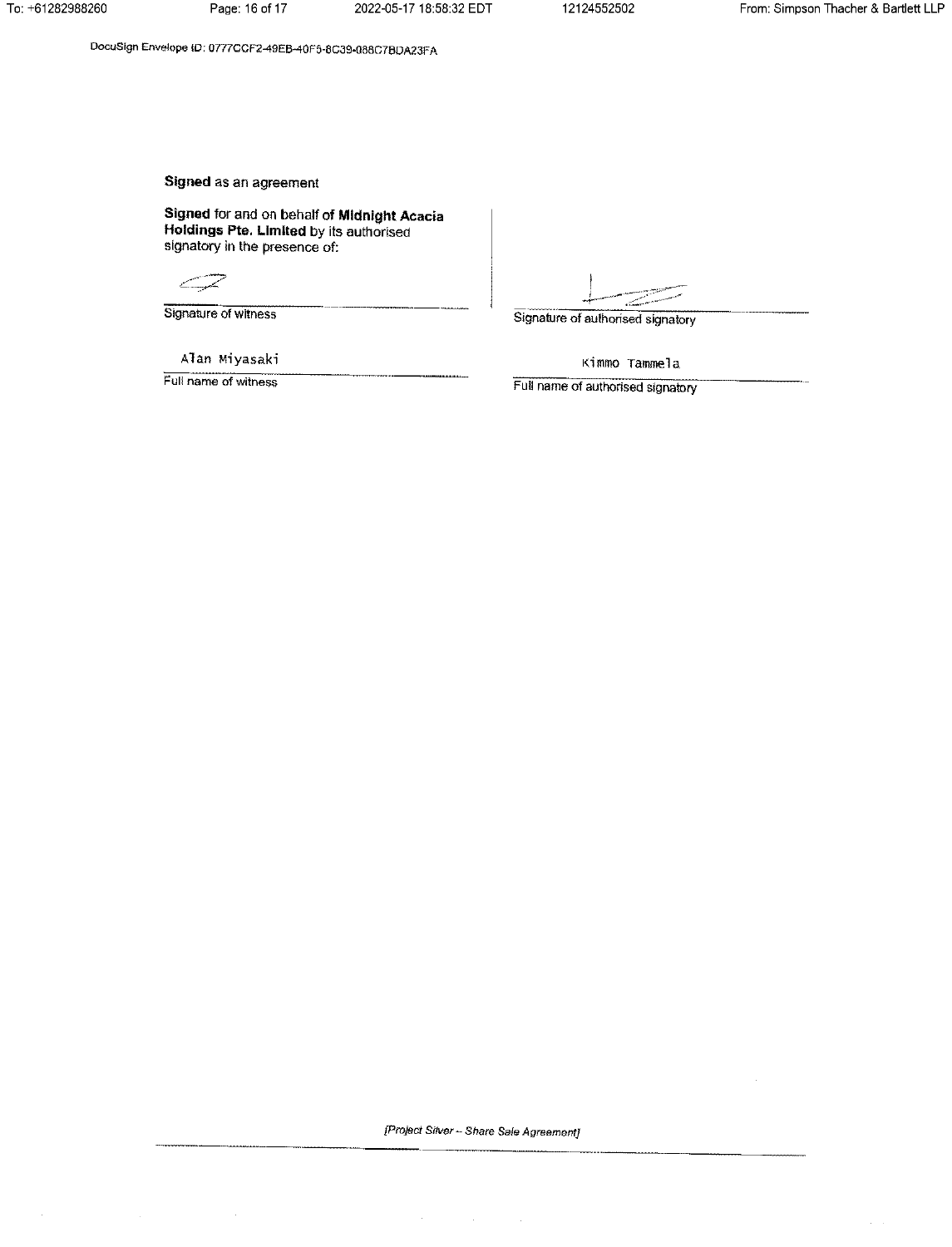**Signed** as an agreement

**Signed** for and on behalf of **Midnight Acacia Holdings Pte. Limited** by its authorised signatory in the presence of:

| | |
|---|---|
| Signature of witness | Signature of authorised signatory |
| Alan Miyasaki | Kimmo Tammela |
| Full name of witness | Full name of authorised signatory |

*[Project Silver – Share Sale Agreement]*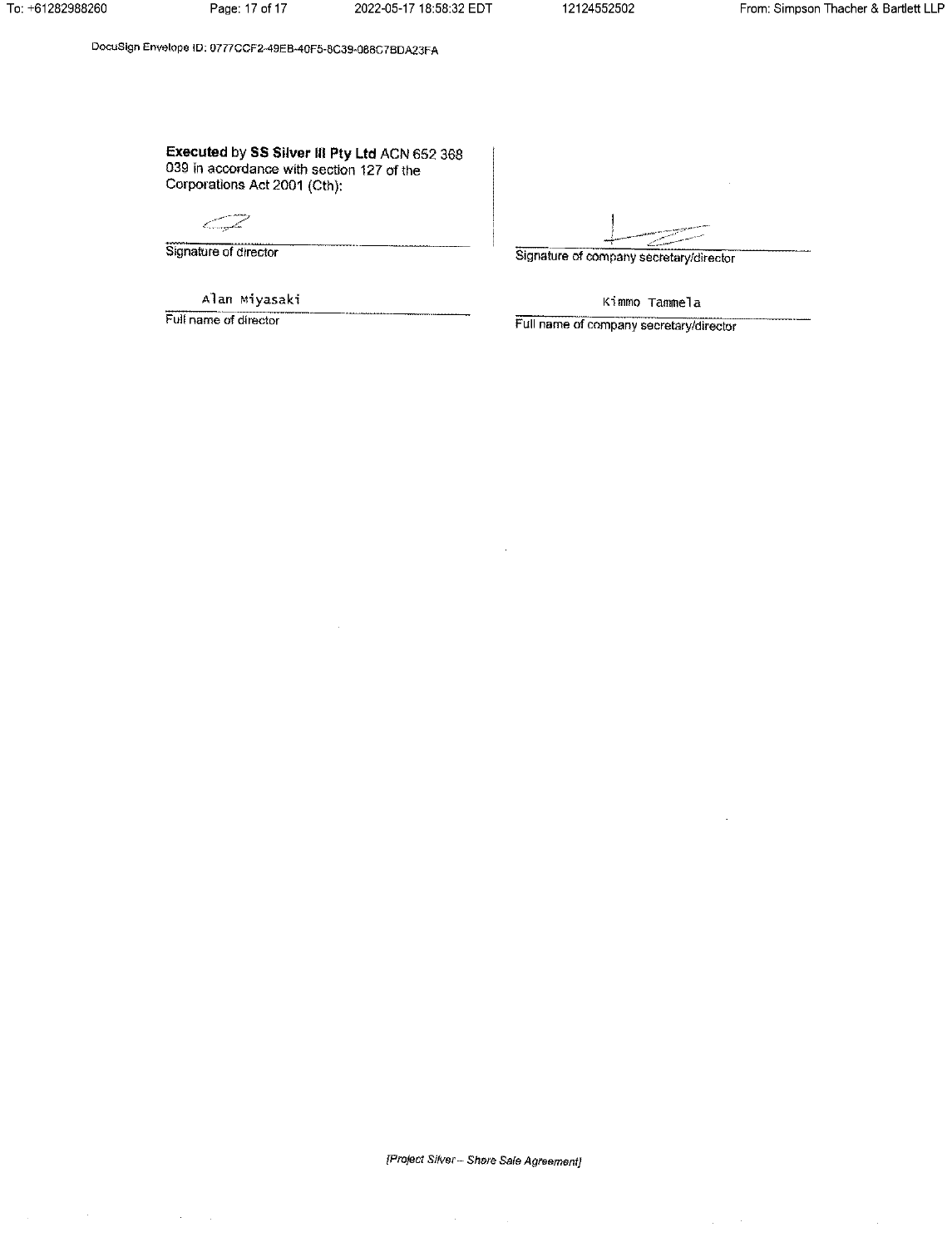**Executed** by **SS Silver III Pty Ltd** ACN 652 368 039 in accordance with section 127 of the Corporations Act 2001 (Cth):

| | |
|---|---|
| Signature of director | Signature of company secretary/director |
| Alan Miyasaki | Kimmo Tammela |
| Full name of director | Full name of company secretary/director |

*[Project Silver – Share Sale Agreement]*